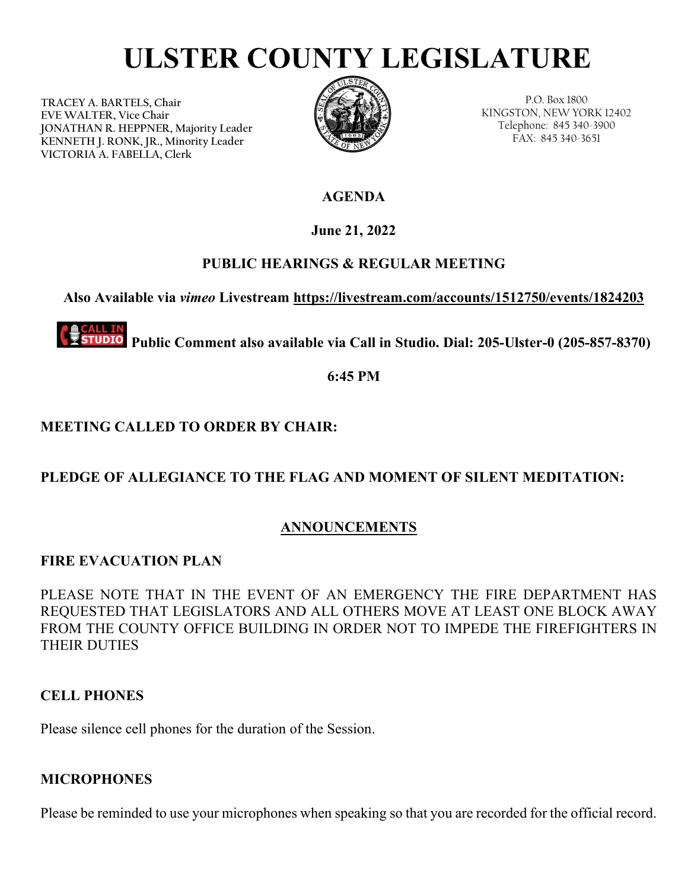# ULSTER COUNTY LEGISLATURE

TRACEY A. BARTELS, Chair
EVE WALTER, Vice Chair
JONATHAN R. HEPPNER, Majority Leader
KENNETH J. RONK, JR., Minority Leader
VICTORIA A. FABELLA, Clerk

P.O. Box 1800
KINGSTON, NEW YORK 12402
Telephone: 845 340-3900
FAX: 845 340-3651

**AGENDA**

**June 21, 2022**

**PUBLIC HEARINGS & REGULAR MEETING**

**Also Available via *vimeo* Livestream https://livestream.com/accounts/1512750/events/1824203**

**CALL IN STUDIO Public Comment also available via Call in Studio. Dial: 205-Ulster-0 (205-857-8370)**

**6:45 PM**

**MEETING CALLED TO ORDER BY CHAIR:**

**PLEDGE OF ALLEGIANCE TO THE FLAG AND MOMENT OF SILENT MEDITATION:**

## ANNOUNCEMENTS

**FIRE EVACUATION PLAN**

PLEASE NOTE THAT IN THE EVENT OF AN EMERGENCY THE FIRE DEPARTMENT HAS REQUESTED THAT LEGISLATORS AND ALL OTHERS MOVE AT LEAST ONE BLOCK AWAY FROM THE COUNTY OFFICE BUILDING IN ORDER NOT TO IMPEDE THE FIREFIGHTERS IN THEIR DUTIES

**CELL PHONES**

Please silence cell phones for the duration of the Session.

**MICROPHONES**

Please be reminded to use your microphones when speaking so that you are recorded for the official record.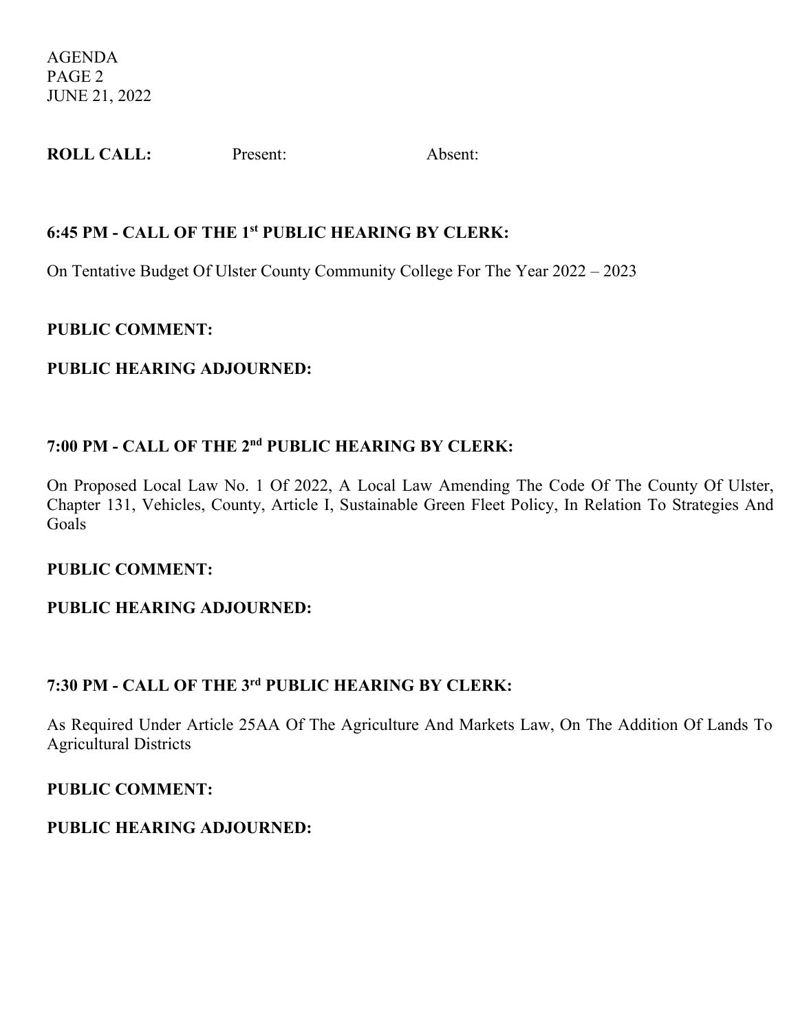AGENDA
PAGE 2
JUNE 21, 2022

**ROLL CALL:** Present: Absent:

**6:45 PM - CALL OF THE 1st PUBLIC HEARING BY CLERK:**

On Tentative Budget Of Ulster County Community College For The Year 2022 – 2023

**PUBLIC COMMENT:**

**PUBLIC HEARING ADJOURNED:**

**7:00 PM - CALL OF THE 2nd PUBLIC HEARING BY CLERK:**

On Proposed Local Law No. 1 Of 2022, A Local Law Amending The Code Of The County Of Ulster, Chapter 131, Vehicles, County, Article I, Sustainable Green Fleet Policy, In Relation To Strategies And Goals

**PUBLIC COMMENT:**

**PUBLIC HEARING ADJOURNED:**

**7:30 PM - CALL OF THE 3rd PUBLIC HEARING BY CLERK:**

As Required Under Article 25AA Of The Agriculture And Markets Law, On The Addition Of Lands To Agricultural Districts

**PUBLIC COMMENT:**

**PUBLIC HEARING ADJOURNED:**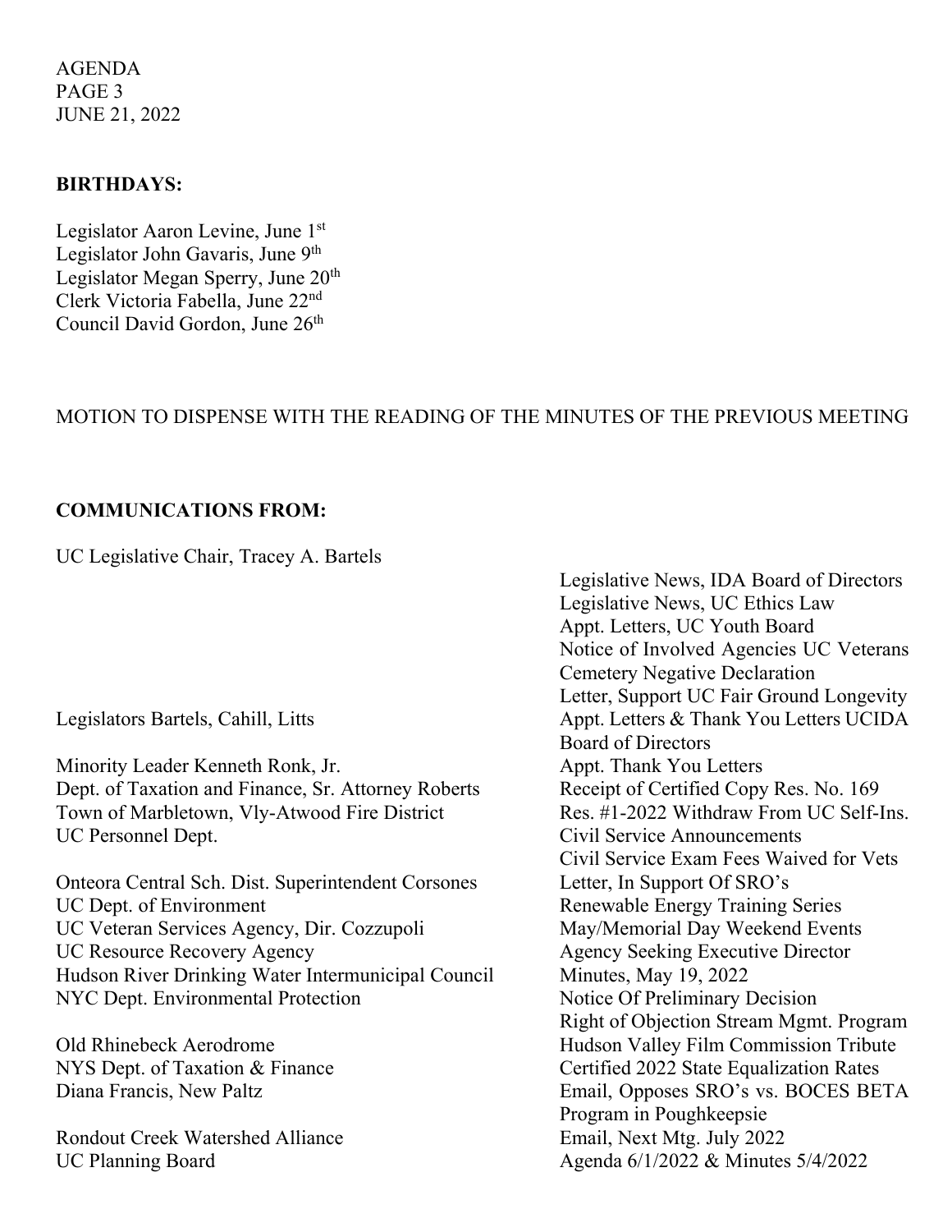AGENDA
PAGE 3
JUNE 21, 2022

**BIRTHDAYS:**

Legislator Aaron Levine, June 1st
Legislator John Gavaris, June 9th
Legislator Megan Sperry, June 20th
Clerk Victoria Fabella, June 22nd
Council David Gordon, June 26th

MOTION TO DISPENSE WITH THE READING OF THE MINUTES OF THE PREVIOUS MEETING

**COMMUNICATIONS FROM:**

| From | Subject |
| --- | --- |
| UC Legislative Chair, Tracey A. Bartels | Legislative News, IDA Board of Directors |
| | Legislative News, UC Ethics Law |
| | Appt. Letters, UC Youth Board |
| | Notice of Involved Agencies UC Veterans Cemetery Negative Declaration |
| | Letter, Support UC Fair Ground Longevity |
| Legislators Bartels, Cahill, Litts | Appt. Letters & Thank You Letters UCIDA Board of Directors |
| Minority Leader Kenneth Ronk, Jr. | Appt. Thank You Letters |
| Dept. of Taxation and Finance, Sr. Attorney Roberts | Receipt of Certified Copy Res. No. 169 |
| Town of Marbletown, Vly-Atwood Fire District | Res. #1-2022 Withdraw From UC Self-Ins. |
| UC Personnel Dept. | Civil Service Announcements |
| | Civil Service Exam Fees Waived for Vets |
| Onteora Central Sch. Dist. Superintendent Corsones | Letter, In Support Of SRO's |
| UC Dept. of Environment | Renewable Energy Training Series |
| UC Veteran Services Agency, Dir. Cozzupoli | May/Memorial Day Weekend Events |
| UC Resource Recovery Agency | Agency Seeking Executive Director |
| Hudson River Drinking Water Intermunicipal Council | Minutes, May 19, 2022 |
| NYC Dept. Environmental Protection | Notice Of Preliminary Decision |
| | Right of Objection Stream Mgmt. Program |
| Old Rhinebeck Aerodrome | Hudson Valley Film Commission Tribute |
| NYS Dept. of Taxation & Finance | Certified 2022 State Equalization Rates |
| Diana Francis, New Paltz | Email, Opposes SRO's vs. BOCES BETA Program in Poughkeepsie |
| Rondout Creek Watershed Alliance | Email, Next Mtg. July 2022 |
| UC Planning Board | Agenda 6/1/2022 & Minutes 5/4/2022 |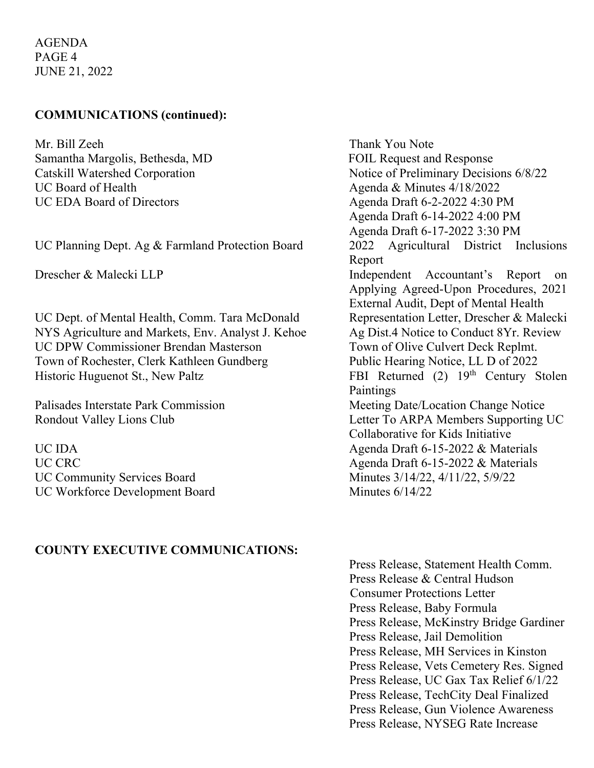AGENDA
PAGE 4
JUNE 21, 2022

**COMMUNICATIONS (continued):**

| | |
|---|---|
| Mr. Bill Zeeh | Thank You Note |
| Samantha Margolis, Bethesda, MD | FOIL Request and Response |
| Catskill Watershed Corporation | Notice of Preliminary Decisions 6/8/22 |
| UC Board of Health | Agenda & Minutes 4/18/2022 |
| UC EDA Board of Directors | Agenda Draft 6-2-2022 4:30 PM<br>Agenda Draft 6-14-2022 4:00 PM<br>Agenda Draft 6-17-2022 3:30 PM |
| UC Planning Dept. Ag & Farmland Protection Board | 2022 Agricultural District Inclusions Report |
| Drescher & Malecki LLP | Independent Accountant's Report on Applying Agreed-Upon Procedures, 2021 External Audit, Dept of Mental Health |
| UC Dept. of Mental Health, Comm. Tara McDonald | Representation Letter, Drescher & Malecki |
| NYS Agriculture and Markets, Env. Analyst J. Kehoe | Ag Dist.4 Notice to Conduct 8Yr. Review |
| UC DPW Commissioner Brendan Masterson | Town of Olive Culvert Deck Replmt. |
| Town of Rochester, Clerk Kathleen Gundberg | Public Hearing Notice, LL D of 2022 |
| Historic Huguenot St., New Paltz | FBI Returned (2) 19th Century Stolen Paintings |
| Palisades Interstate Park Commission | Meeting Date/Location Change Notice |
| Rondout Valley Lions Club | Letter To ARPA Members Supporting UC Collaborative for Kids Initiative |
| UC IDA | Agenda Draft 6-15-2022 & Materials |
| UC CRC | Agenda Draft 6-15-2022 & Materials |
| UC Community Services Board | Minutes 3/14/22, 4/11/22, 5/9/22 |
| UC Workforce Development Board | Minutes 6/14/22 |

**COUNTY EXECUTIVE COMMUNICATIONS:**

Press Release, Statement Health Comm.
Press Release & Central Hudson Consumer Protections Letter
Press Release, Baby Formula
Press Release, McKinstry Bridge Gardiner
Press Release, Jail Demolition
Press Release, MH Services in Kinston
Press Release, Vets Cemetery Res. Signed
Press Release, UC Gax Tax Relief 6/1/22
Press Release, TechCity Deal Finalized
Press Release, Gun Violence Awareness
Press Release, NYSEG Rate Increase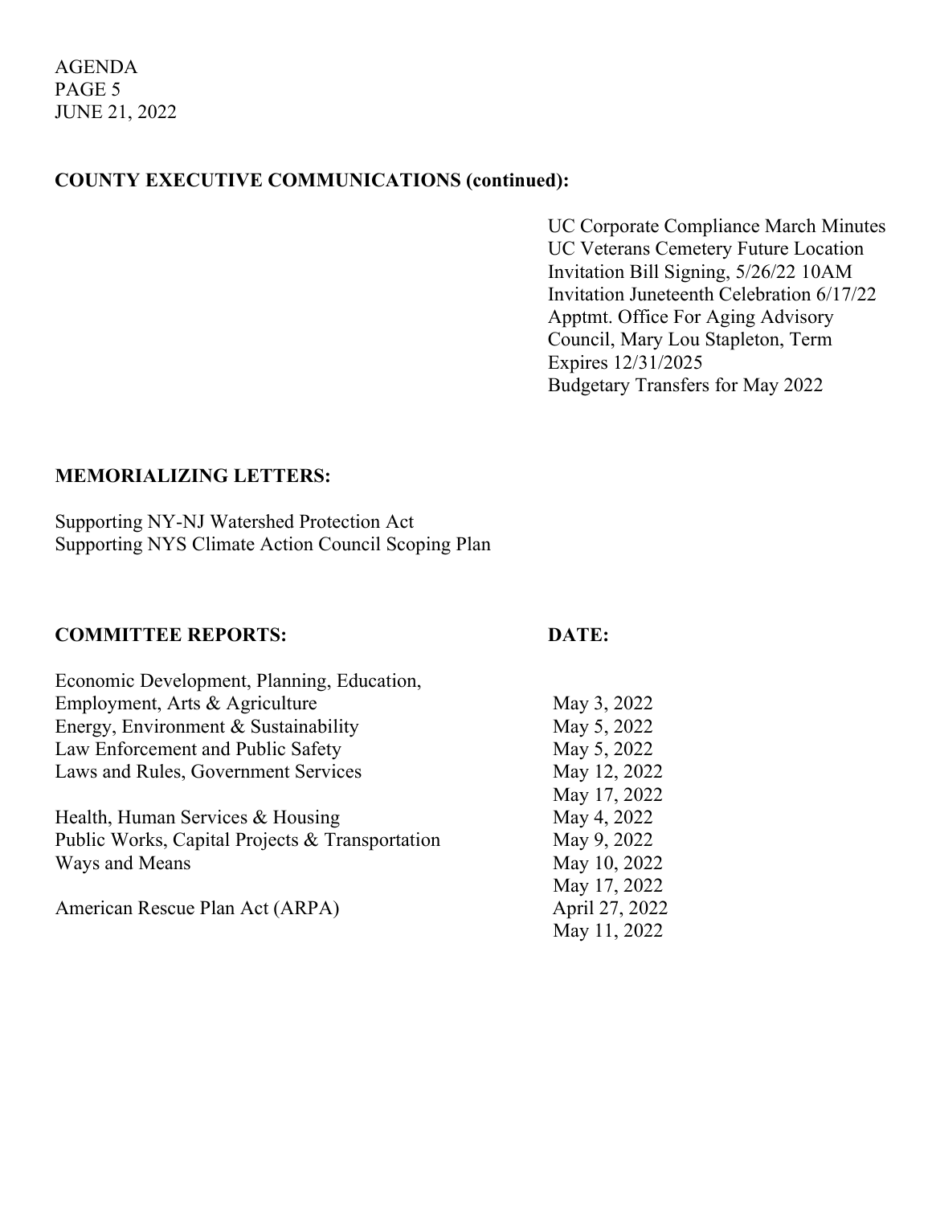## COUNTY EXECUTIVE COMMUNICATIONS (continued):

UC Corporate Compliance March Minutes
UC Veterans Cemetery Future Location
Invitation Bill Signing, 5/26/22 10AM
Invitation Juneteenth Celebration 6/17/22
Apptmt. Office For Aging Advisory Council, Mary Lou Stapleton, Term Expires 12/31/2025
Budgetary Transfers for May 2022

## MEMORIALIZING LETTERS:

Supporting NY-NJ Watershed Protection Act
Supporting NYS Climate Action Council Scoping Plan

| COMMITTEE REPORTS: | DATE: |
|---|---|
| Economic Development, Planning, Education, Employment, Arts & Agriculture | May 3, 2022 |
| Energy, Environment & Sustainability | May 5, 2022 |
| Law Enforcement and Public Safety | May 5, 2022 |
| Laws and Rules, Government Services | May 12, 2022 |
| | May 17, 2022 |
| Health, Human Services & Housing | May 4, 2022 |
| Public Works, Capital Projects & Transportation | May 9, 2022 |
| Ways and Means | May 10, 2022 |
| | May 17, 2022 |
| American Rescue Plan Act (ARPA) | April 27, 2022 |
| | May 11, 2022 |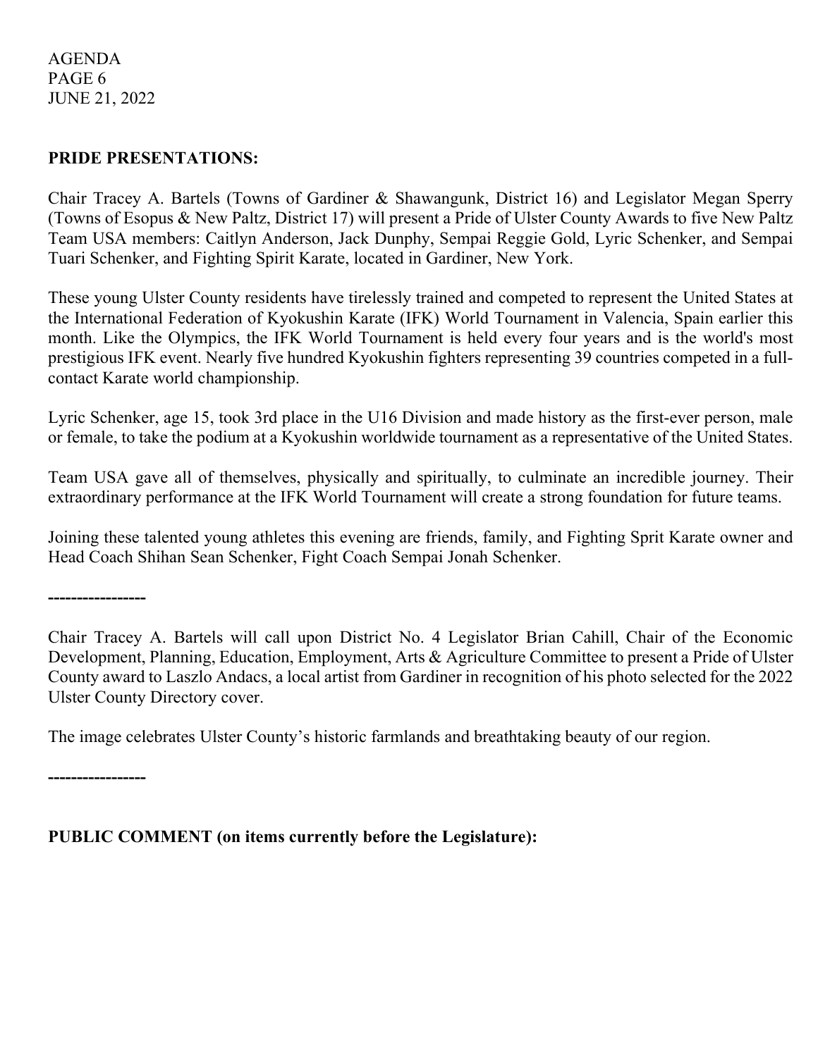**PRIDE PRESENTATIONS:**

Chair Tracey A. Bartels (Towns of Gardiner & Shawangunk, District 16) and Legislator Megan Sperry (Towns of Esopus & New Paltz, District 17) will present a Pride of Ulster County Awards to five New Paltz Team USA members: Caitlyn Anderson, Jack Dunphy, Sempai Reggie Gold, Lyric Schenker, and Sempai Tuari Schenker, and Fighting Spirit Karate, located in Gardiner, New York.

These young Ulster County residents have tirelessly trained and competed to represent the United States at the International Federation of Kyokushin Karate (IFK) World Tournament in Valencia, Spain earlier this month. Like the Olympics, the IFK World Tournament is held every four years and is the world's most prestigious IFK event. Nearly five hundred Kyokushin fighters representing 39 countries competed in a full-contact Karate world championship.

Lyric Schenker, age 15, took 3rd place in the U16 Division and made history as the first-ever person, male or female, to take the podium at a Kyokushin worldwide tournament as a representative of the United States.

Team USA gave all of themselves, physically and spiritually, to culminate an incredible journey. Their extraordinary performance at the IFK World Tournament will create a strong foundation for future teams.

Joining these talented young athletes this evening are friends, family, and Fighting Sprit Karate owner and Head Coach Shihan Sean Schenker, Fight Coach Sempai Jonah Schenker.

-----------------

Chair Tracey A. Bartels will call upon District No. 4 Legislator Brian Cahill, Chair of the Economic Development, Planning, Education, Employment, Arts & Agriculture Committee to present a Pride of Ulster County award to Laszlo Andacs, a local artist from Gardiner in recognition of his photo selected for the 2022 Ulster County Directory cover.

The image celebrates Ulster County's historic farmlands and breathtaking beauty of our region.

-----------------

**PUBLIC COMMENT (on items currently before the Legislature):**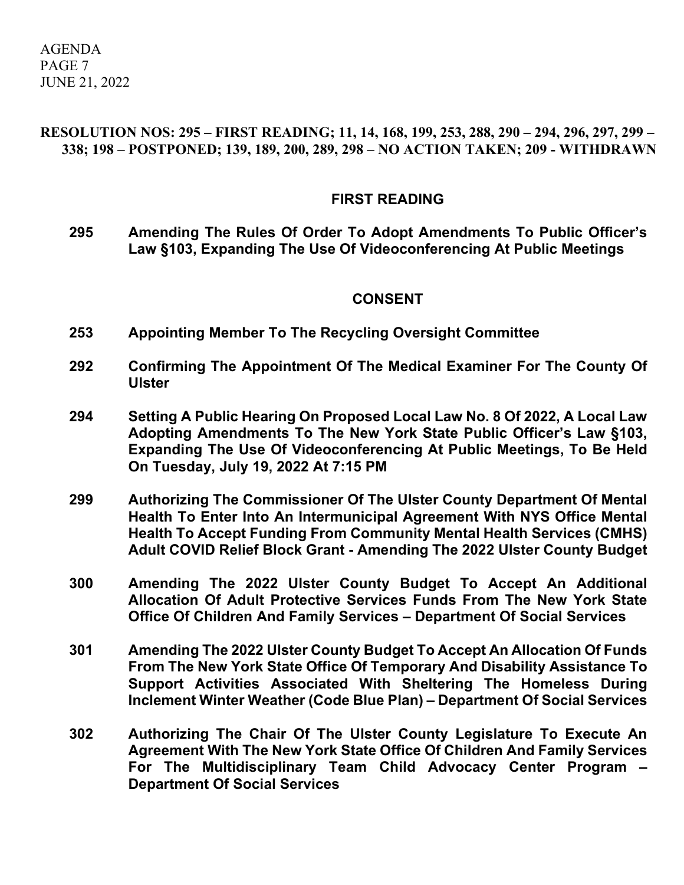**RESOLUTION NOS: 295 – FIRST READING; 11, 14, 168, 199, 253, 288, 290 – 294, 296, 297, 299 – 338; 198 – POSTPONED; 139, 189, 200, 289, 298 – NO ACTION TAKEN; 209 - WITHDRAWN**

## FIRST READING

**295** **Amending The Rules Of Order To Adopt Amendments To Public Officer's Law §103, Expanding The Use Of Videoconferencing At Public Meetings**

## CONSENT

**253** **Appointing Member To The Recycling Oversight Committee**

**292** **Confirming The Appointment Of The Medical Examiner For The County Of Ulster**

**294** **Setting A Public Hearing On Proposed Local Law No. 8 Of 2022, A Local Law Adopting Amendments To The New York State Public Officer's Law §103, Expanding The Use Of Videoconferencing At Public Meetings, To Be Held On Tuesday, July 19, 2022 At 7:15 PM**

**299** **Authorizing The Commissioner Of The Ulster County Department Of Mental Health To Enter Into An Intermunicipal Agreement With NYS Office Mental Health To Accept Funding From Community Mental Health Services (CMHS) Adult COVID Relief Block Grant - Amending The 2022 Ulster County Budget**

**300** **Amending The 2022 Ulster County Budget To Accept An Additional Allocation Of Adult Protective Services Funds From The New York State Office Of Children And Family Services – Department Of Social Services**

**301** **Amending The 2022 Ulster County Budget To Accept An Allocation Of Funds From The New York State Office Of Temporary And Disability Assistance To Support Activities Associated With Sheltering The Homeless During Inclement Winter Weather (Code Blue Plan) – Department Of Social Services**

**302** **Authorizing The Chair Of The Ulster County Legislature To Execute An Agreement With The New York State Office Of Children And Family Services For The Multidisciplinary Team Child Advocacy Center Program – Department Of Social Services**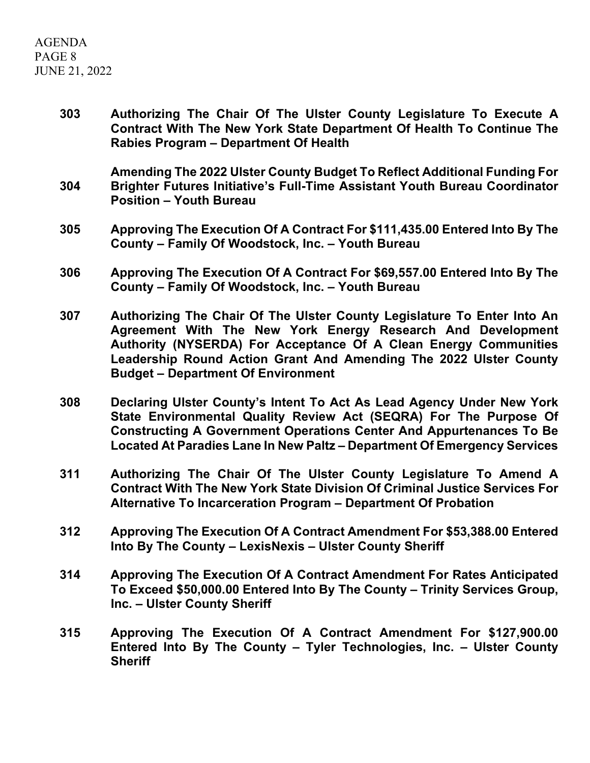**303** **Authorizing The Chair Of The Ulster County Legislature To Execute A Contract With The New York State Department Of Health To Continue The Rabies Program – Department Of Health**

**304** **Amending The 2022 Ulster County Budget To Reflect Additional Funding For Brighter Futures Initiative's Full-Time Assistant Youth Bureau Coordinator Position – Youth Bureau**

**305** **Approving The Execution Of A Contract For $111,435.00 Entered Into By The County – Family Of Woodstock, Inc. – Youth Bureau**

**306** **Approving The Execution Of A Contract For $69,557.00 Entered Into By The County – Family Of Woodstock, Inc. – Youth Bureau**

**307** **Authorizing The Chair Of The Ulster County Legislature To Enter Into An Agreement With The New York Energy Research And Development Authority (NYSERDA) For Acceptance Of A Clean Energy Communities Leadership Round Action Grant And Amending The 2022 Ulster County Budget – Department Of Environment**

**308** **Declaring Ulster County's Intent To Act As Lead Agency Under New York State Environmental Quality Review Act (SEQRA) For The Purpose Of Constructing A Government Operations Center And Appurtenances To Be Located At Paradies Lane In New Paltz – Department Of Emergency Services**

**311** **Authorizing The Chair Of The Ulster County Legislature To Amend A Contract With The New York State Division Of Criminal Justice Services For Alternative To Incarceration Program – Department Of Probation**

**312** **Approving The Execution Of A Contract Amendment For $53,388.00 Entered Into By The County – LexisNexis – Ulster County Sheriff**

**314** **Approving The Execution Of A Contract Amendment For Rates Anticipated To Exceed $50,000.00 Entered Into By The County – Trinity Services Group, Inc. – Ulster County Sheriff**

**315** **Approving The Execution Of A Contract Amendment For $127,900.00 Entered Into By The County – Tyler Technologies, Inc. – Ulster County Sheriff**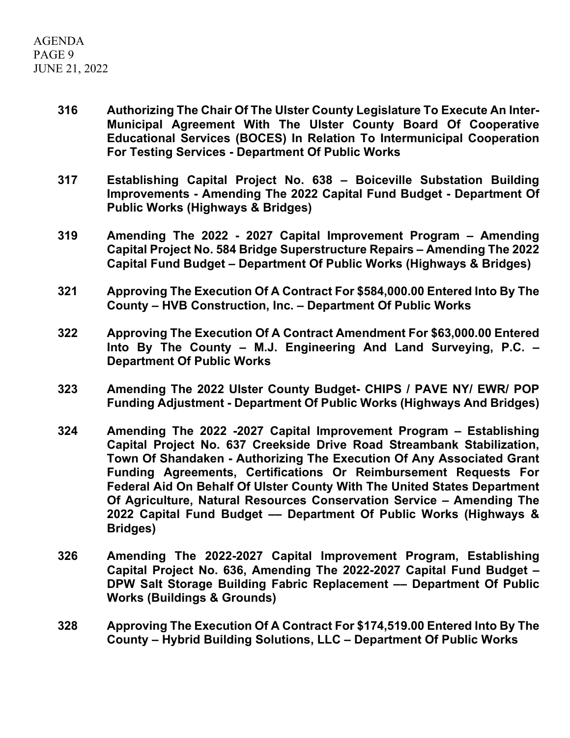**316** **Authorizing The Chair Of The Ulster County Legislature To Execute An Inter-Municipal Agreement With The Ulster County Board Of Cooperative Educational Services (BOCES) In Relation To Intermunicipal Cooperation For Testing Services - Department Of Public Works**

**317** **Establishing Capital Project No. 638 – Boiceville Substation Building Improvements - Amending The 2022 Capital Fund Budget - Department Of Public Works (Highways & Bridges)**

**319** **Amending The 2022 - 2027 Capital Improvement Program – Amending Capital Project No. 584 Bridge Superstructure Repairs – Amending The 2022 Capital Fund Budget – Department Of Public Works (Highways & Bridges)**

**321** **Approving The Execution Of A Contract For $584,000.00 Entered Into By The County – HVB Construction, Inc. – Department Of Public Works**

**322** **Approving The Execution Of A Contract Amendment For $63,000.00 Entered Into By The County – M.J. Engineering And Land Surveying, P.C. – Department Of Public Works**

**323** **Amending The 2022 Ulster County Budget- CHIPS / PAVE NY/ EWR/ POP Funding Adjustment - Department Of Public Works (Highways And Bridges)**

**324** **Amending The 2022 -2027 Capital Improvement Program – Establishing Capital Project No. 637 Creekside Drive Road Streambank Stabilization, Town Of Shandaken - Authorizing The Execution Of Any Associated Grant Funding Agreements, Certifications Or Reimbursement Requests For Federal Aid On Behalf Of Ulster County With The United States Department Of Agriculture, Natural Resources Conservation Service – Amending The 2022 Capital Fund Budget –– Department Of Public Works (Highways & Bridges)**

**326** **Amending The 2022-2027 Capital Improvement Program, Establishing Capital Project No. 636, Amending The 2022-2027 Capital Fund Budget – DPW Salt Storage Building Fabric Replacement –– Department Of Public Works (Buildings & Grounds)**

**328** **Approving The Execution Of A Contract For $174,519.00 Entered Into By The County – Hybrid Building Solutions, LLC – Department Of Public Works**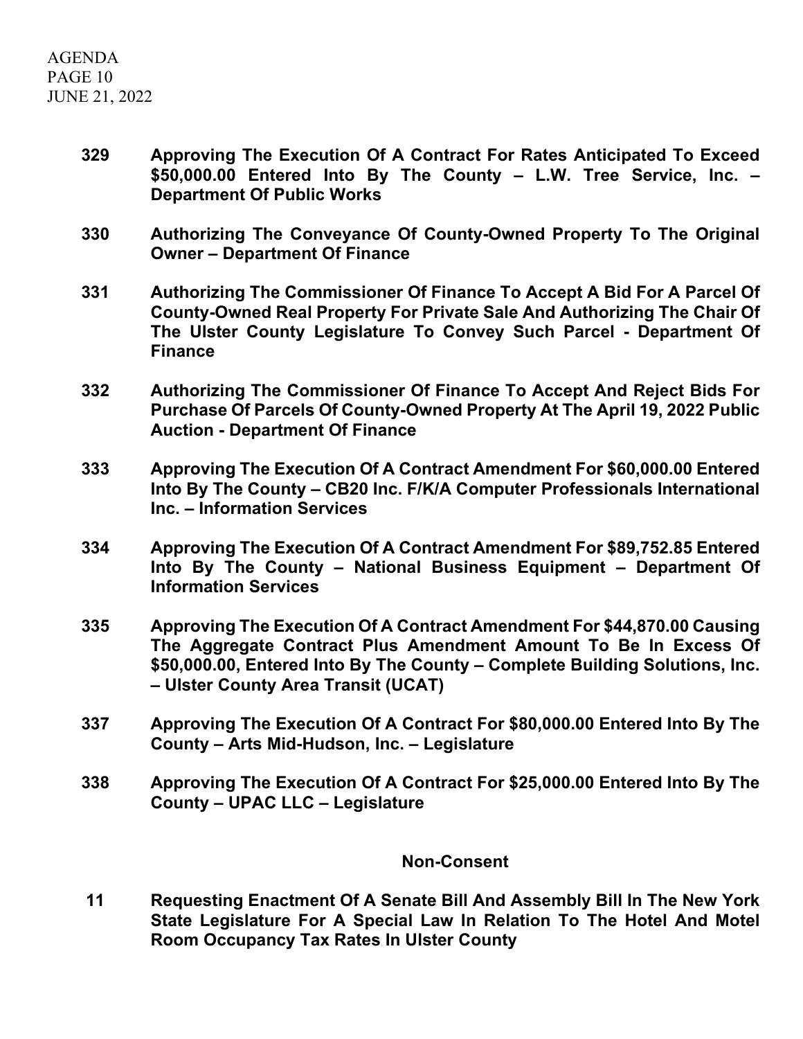**329** **Approving The Execution Of A Contract For Rates Anticipated To Exceed $50,000.00 Entered Into By The County – L.W. Tree Service, Inc. – Department Of Public Works**

**330** **Authorizing The Conveyance Of County-Owned Property To The Original Owner – Department Of Finance**

**331** **Authorizing The Commissioner Of Finance To Accept A Bid For A Parcel Of County-Owned Real Property For Private Sale And Authorizing The Chair Of The Ulster County Legislature To Convey Such Parcel - Department Of Finance**

**332** **Authorizing The Commissioner Of Finance To Accept And Reject Bids For Purchase Of Parcels Of County-Owned Property At The April 19, 2022 Public Auction - Department Of Finance**

**333** **Approving The Execution Of A Contract Amendment For $60,000.00 Entered Into By The County – CB20 Inc. F/K/A Computer Professionals International Inc. – Information Services**

**334** **Approving The Execution Of A Contract Amendment For $89,752.85 Entered Into By The County – National Business Equipment – Department Of Information Services**

**335** **Approving The Execution Of A Contract Amendment For $44,870.00 Causing The Aggregate Contract Plus Amendment Amount To Be In Excess Of $50,000.00, Entered Into By The County – Complete Building Solutions, Inc. – Ulster County Area Transit (UCAT)**

**337** **Approving The Execution Of A Contract For $80,000.00 Entered Into By The County – Arts Mid-Hudson, Inc. – Legislature**

**338** **Approving The Execution Of A Contract For $25,000.00 Entered Into By The County – UPAC LLC – Legislature**

## Non-Consent

**11** **Requesting Enactment Of A Senate Bill And Assembly Bill In The New York State Legislature For A Special Law In Relation To The Hotel And Motel Room Occupancy Tax Rates In Ulster County**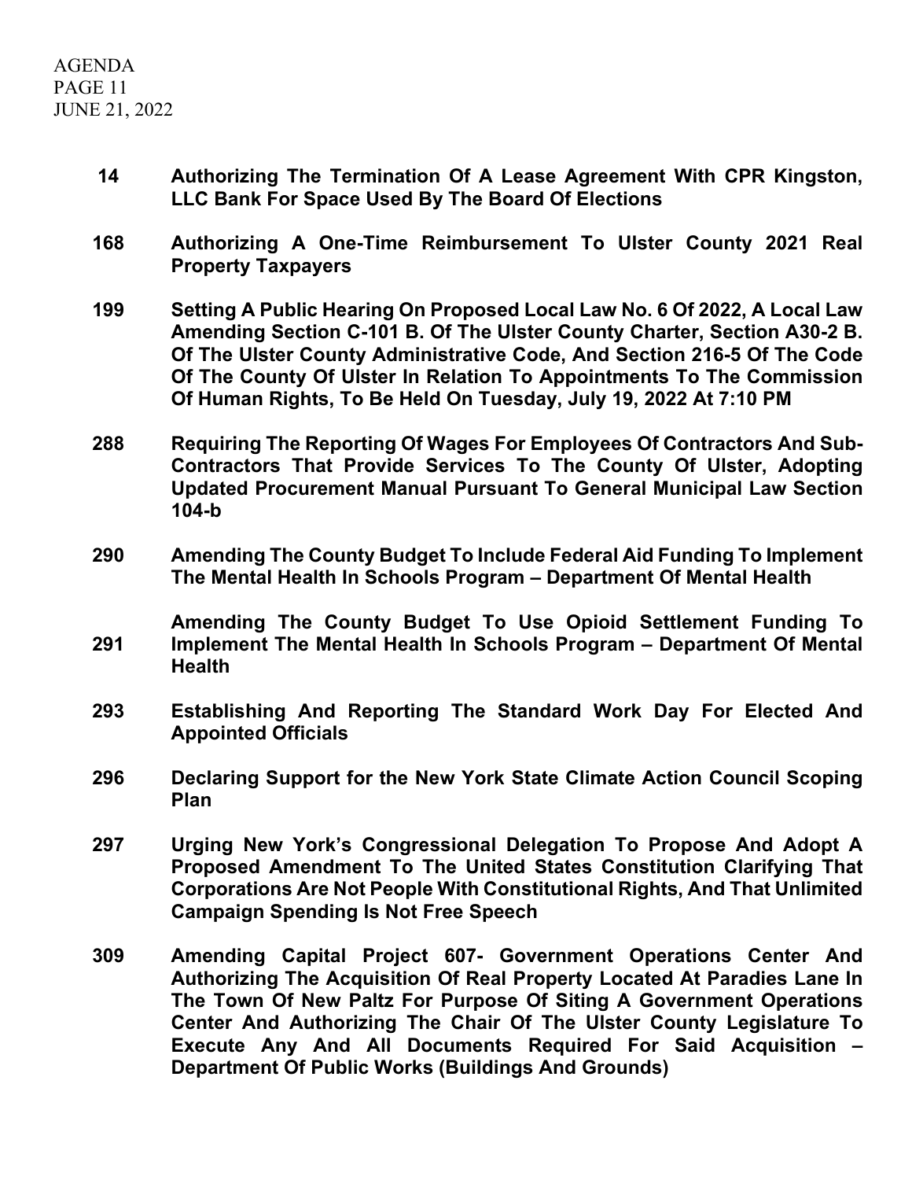**14** **Authorizing The Termination Of A Lease Agreement With CPR Kingston, LLC Bank For Space Used By The Board Of Elections**

**168** **Authorizing A One-Time Reimbursement To Ulster County 2021 Real Property Taxpayers**

**199** **Setting A Public Hearing On Proposed Local Law No. 6 Of 2022, A Local Law Amending Section C-101 B. Of The Ulster County Charter, Section A30-2 B. Of The Ulster County Administrative Code, And Section 216-5 Of The Code Of The County Of Ulster In Relation To Appointments To The Commission Of Human Rights, To Be Held On Tuesday, July 19, 2022 At 7:10 PM**

**288** **Requiring The Reporting Of Wages For Employees Of Contractors And Sub-Contractors That Provide Services To The County Of Ulster, Adopting Updated Procurement Manual Pursuant To General Municipal Law Section 104-b**

**290** **Amending The County Budget To Include Federal Aid Funding To Implement The Mental Health In Schools Program – Department Of Mental Health**

**291** **Amending The County Budget To Use Opioid Settlement Funding To Implement The Mental Health In Schools Program – Department Of Mental Health**

**293** **Establishing And Reporting The Standard Work Day For Elected And Appointed Officials**

**296** **Declaring Support for the New York State Climate Action Council Scoping Plan**

**297** **Urging New York's Congressional Delegation To Propose And Adopt A Proposed Amendment To The United States Constitution Clarifying That Corporations Are Not People With Constitutional Rights, And That Unlimited Campaign Spending Is Not Free Speech**

**309** **Amending Capital Project 607- Government Operations Center And Authorizing The Acquisition Of Real Property Located At Paradies Lane In The Town Of New Paltz For Purpose Of Siting A Government Operations Center And Authorizing The Chair Of The Ulster County Legislature To Execute Any And All Documents Required For Said Acquisition – Department Of Public Works (Buildings And Grounds)**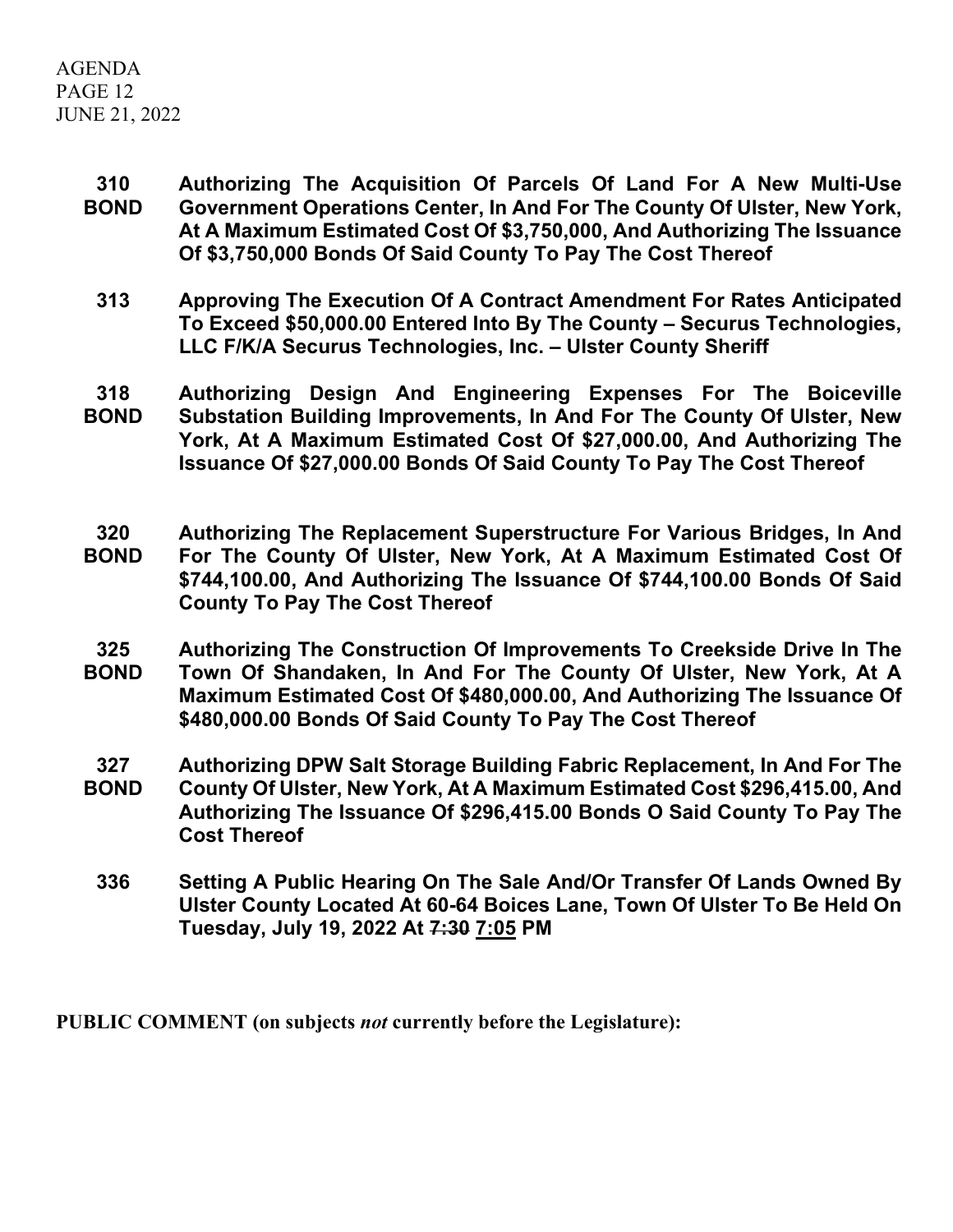**310 BOND** **Authorizing The Acquisition Of Parcels Of Land For A New Multi-Use Government Operations Center, In And For The County Of Ulster, New York, At A Maximum Estimated Cost Of $3,750,000, And Authorizing The Issuance Of $3,750,000 Bonds Of Said County To Pay The Cost Thereof**

**313** **Approving The Execution Of A Contract Amendment For Rates Anticipated To Exceed $50,000.00 Entered Into By The County – Securus Technologies, LLC F/K/A Securus Technologies, Inc. – Ulster County Sheriff**

**318 BOND** **Authorizing Design And Engineering Expenses For The Boiceville Substation Building Improvements, In And For The County Of Ulster, New York, At A Maximum Estimated Cost Of $27,000.00, And Authorizing The Issuance Of $27,000.00 Bonds Of Said County To Pay The Cost Thereof**

**320 BOND** **Authorizing The Replacement Superstructure For Various Bridges, In And For The County Of Ulster, New York, At A Maximum Estimated Cost Of $744,100.00, And Authorizing The Issuance Of $744,100.00 Bonds Of Said County To Pay The Cost Thereof**

**325 BOND** **Authorizing The Construction Of Improvements To Creekside Drive In The Town Of Shandaken, In And For The County Of Ulster, New York, At A Maximum Estimated Cost Of $480,000.00, And Authorizing The Issuance Of $480,000.00 Bonds Of Said County To Pay The Cost Thereof**

**327 BOND** **Authorizing DPW Salt Storage Building Fabric Replacement, In And For The County Of Ulster, New York, At A Maximum Estimated Cost $296,415.00, And Authorizing The Issuance Of $296,415.00 Bonds O Said County To Pay The Cost Thereof**

**336** **Setting A Public Hearing On The Sale And/Or Transfer Of Lands Owned By Ulster County Located At 60-64 Boices Lane, Town Of Ulster To Be Held On Tuesday, July 19, 2022 At ~~7:30~~ 7:05 PM**

**PUBLIC COMMENT (on subjects *not* currently before the Legislature):**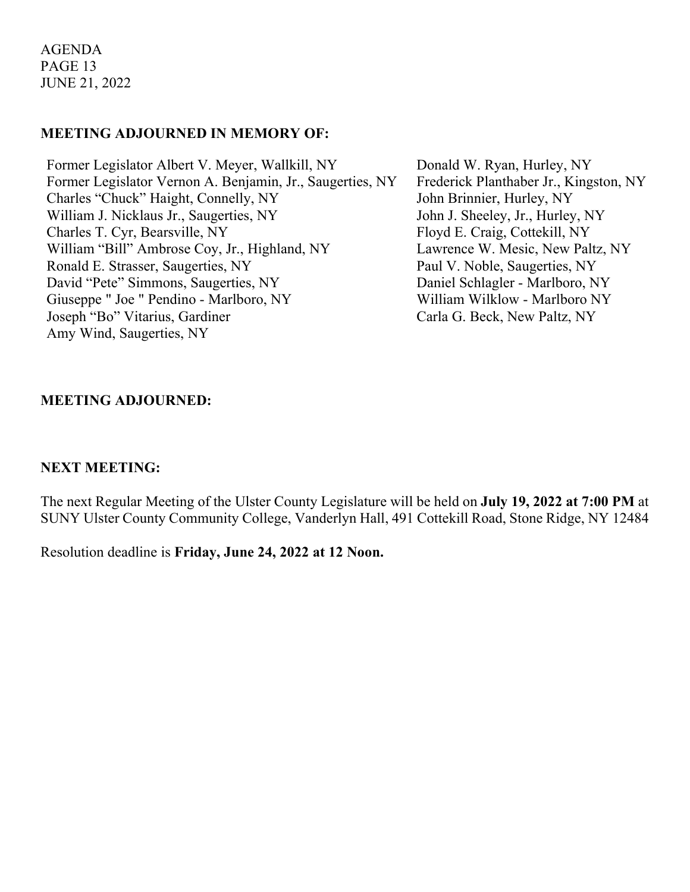**MEETING ADJOURNED IN MEMORY OF:**

Former Legislator Albert V. Meyer, Wallkill, NY
Former Legislator Vernon A. Benjamin, Jr., Saugerties, NY
Charles "Chuck" Haight, Connelly, NY
William J. Nicklaus Jr., Saugerties, NY
Charles T. Cyr, Bearsville, NY
William "Bill" Ambrose Coy, Jr., Highland, NY
Ronald E. Strasser, Saugerties, NY
David "Pete" Simmons, Saugerties, NY
Giuseppe " Joe " Pendino - Marlboro, NY
Joseph "Bo" Vitarius, Gardiner
Amy Wind, Saugerties, NY
Donald W. Ryan, Hurley, NY
Frederick Planthaber Jr., Kingston, NY
John Brinnier, Hurley, NY
John J. Sheeley, Jr., Hurley, NY
Floyd E. Craig, Cottekill, NY
Lawrence W. Mesic, New Paltz, NY
Paul V. Noble, Saugerties, NY
Daniel Schlagler - Marlboro, NY
William Wilklow - Marlboro NY
Carla G. Beck, New Paltz, NY

**MEETING ADJOURNED:**

**NEXT MEETING:**

The next Regular Meeting of the Ulster County Legislature will be held on **July 19, 2022 at 7:00 PM** at SUNY Ulster County Community College, Vanderlyn Hall, 491 Cottekill Road, Stone Ridge, NY 12484

Resolution deadline is **Friday, June 24, 2022 at 12 Noon.**